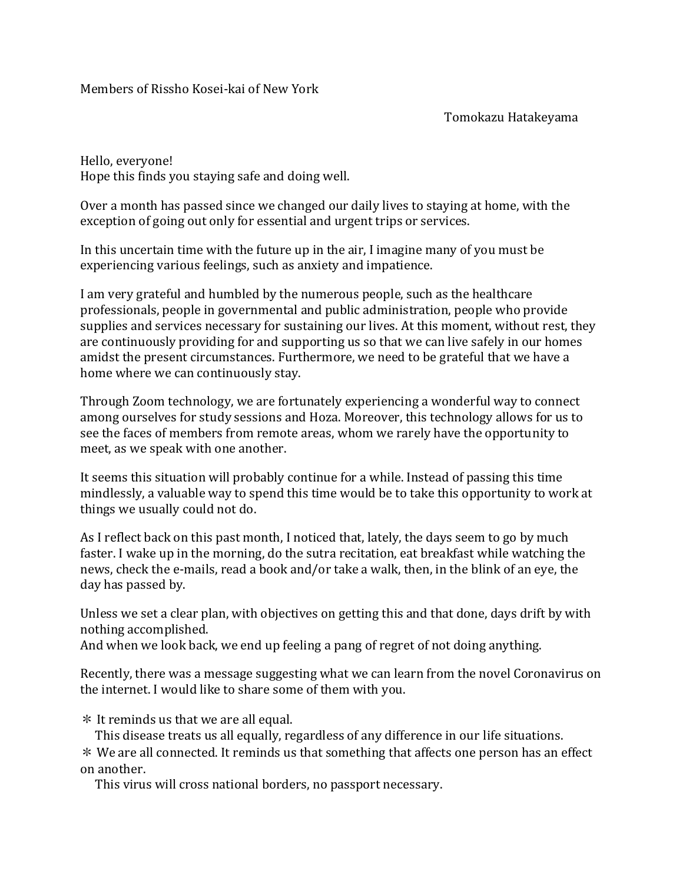Members of Rissho Kosei-kai of New York

Tomokazu Hatakeyama

Hello, everyone!
Hope this finds you staying safe and doing well.

Over a month has passed since we changed our daily lives to staying at home, with the exception of going out only for essential and urgent trips or services.

In this uncertain time with the future up in the air, I imagine many of you must be experiencing various feelings, such as anxiety and impatience.

I am very grateful and humbled by the numerous people, such as the healthcare professionals, people in governmental and public administration, people who provide supplies and services necessary for sustaining our lives. At this moment, without rest, they are continuously providing for and supporting us so that we can live safely in our homes amidst the present circumstances. Furthermore, we need to be grateful that we have a home where we can continuously stay.

Through Zoom technology, we are fortunately experiencing a wonderful way to connect among ourselves for study sessions and Hoza. Moreover, this technology allows for us to see the faces of members from remote areas, whom we rarely have the opportunity to meet, as we speak with one another.

It seems this situation will probably continue for a while. Instead of passing this time mindlessly, a valuable way to spend this time would be to take this opportunity to work at things we usually could not do.

As I reflect back on this past month, I noticed that, lately, the days seem to go by much faster. I wake up in the morning, do the sutra recitation, eat breakfast while watching the news, check the e-mails, read a book and/or take a walk, then, in the blink of an eye, the day has passed by.

Unless we set a clear plan, with objectives on getting this and that done, days drift by with nothing accomplished.
And when we look back, we end up feeling a pang of regret of not doing anything.

Recently, there was a message suggesting what we can learn from the novel Coronavirus on the internet. I would like to share some of them with you.

＊ It reminds us that we are all equal.
This disease treats us all equally, regardless of any difference in our life situations.

＊ We are all connected. It reminds us that something that affects one person has an effect on another.
This virus will cross national borders, no passport necessary.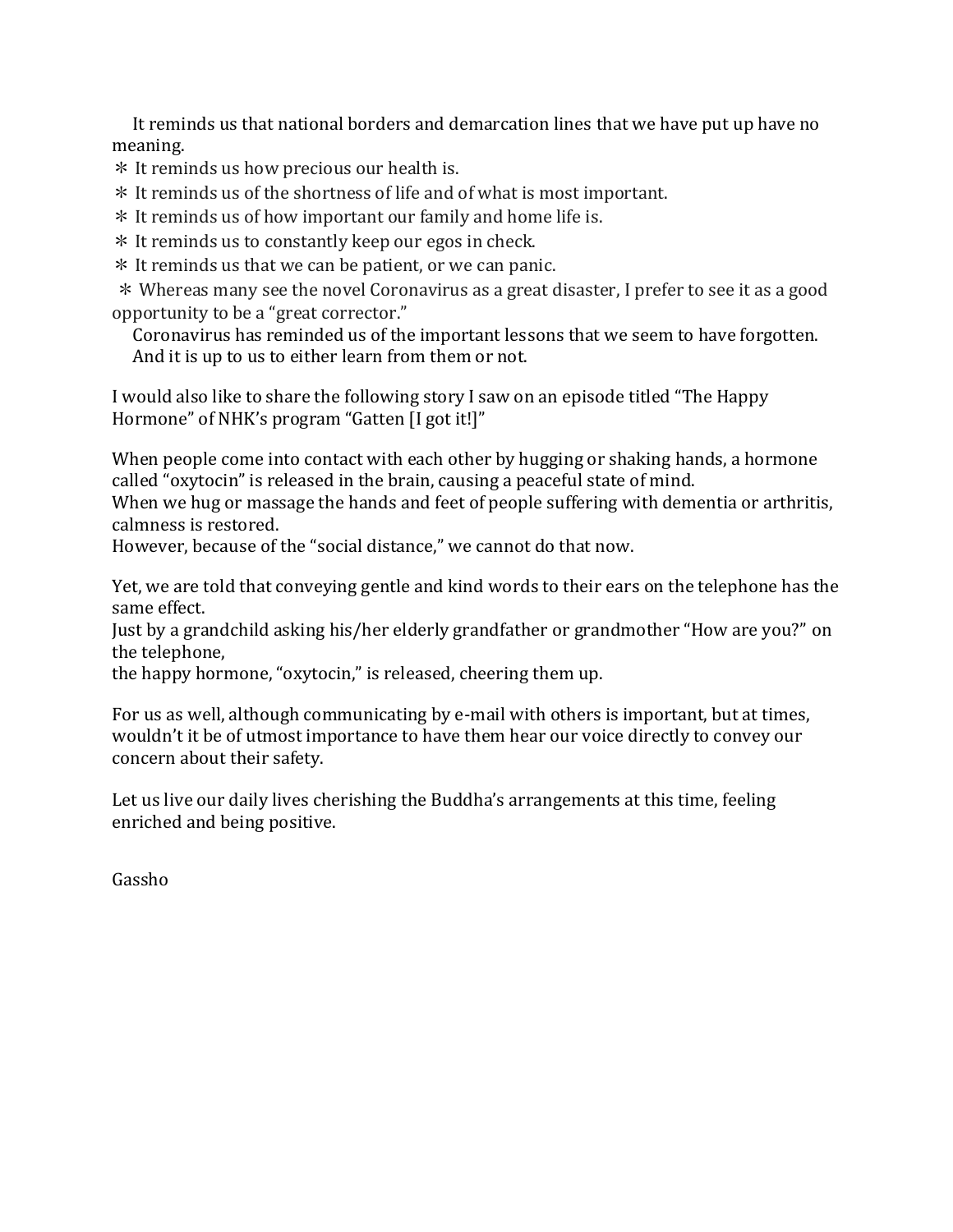It reminds us that national borders and demarcation lines that we have put up have no meaning.

＊ It reminds us how precious our health is.

＊ It reminds us of the shortness of life and of what is most important.

＊ It reminds us of how important our family and home life is.

＊ It reminds us to constantly keep our egos in check.

＊ It reminds us that we can be patient, or we can panic.

＊ Whereas many see the novel Coronavirus as a great disaster, I prefer to see it as a good opportunity to be a "great corrector."

Coronavirus has reminded us of the important lessons that we seem to have forgotten.
And it is up to us to either learn from them or not.

I would also like to share the following story I saw on an episode titled "The Happy Hormone" of NHK's program "Gatten [I got it!]"

When people come into contact with each other by hugging or shaking hands, a hormone called "oxytocin" is released in the brain, causing a peaceful state of mind.
When we hug or massage the hands and feet of people suffering with dementia or arthritis, calmness is restored.
However, because of the "social distance," we cannot do that now.

Yet, we are told that conveying gentle and kind words to their ears on the telephone has the same effect.
Just by a grandchild asking his/her elderly grandfather or grandmother "How are you?" on the telephone,
the happy hormone, "oxytocin," is released, cheering them up.

For us as well, although communicating by e-mail with others is important, but at times, wouldn't it be of utmost importance to have them hear our voice directly to convey our concern about their safety.

Let us live our daily lives cherishing the Buddha's arrangements at this time, feeling enriched and being positive.

Gassho